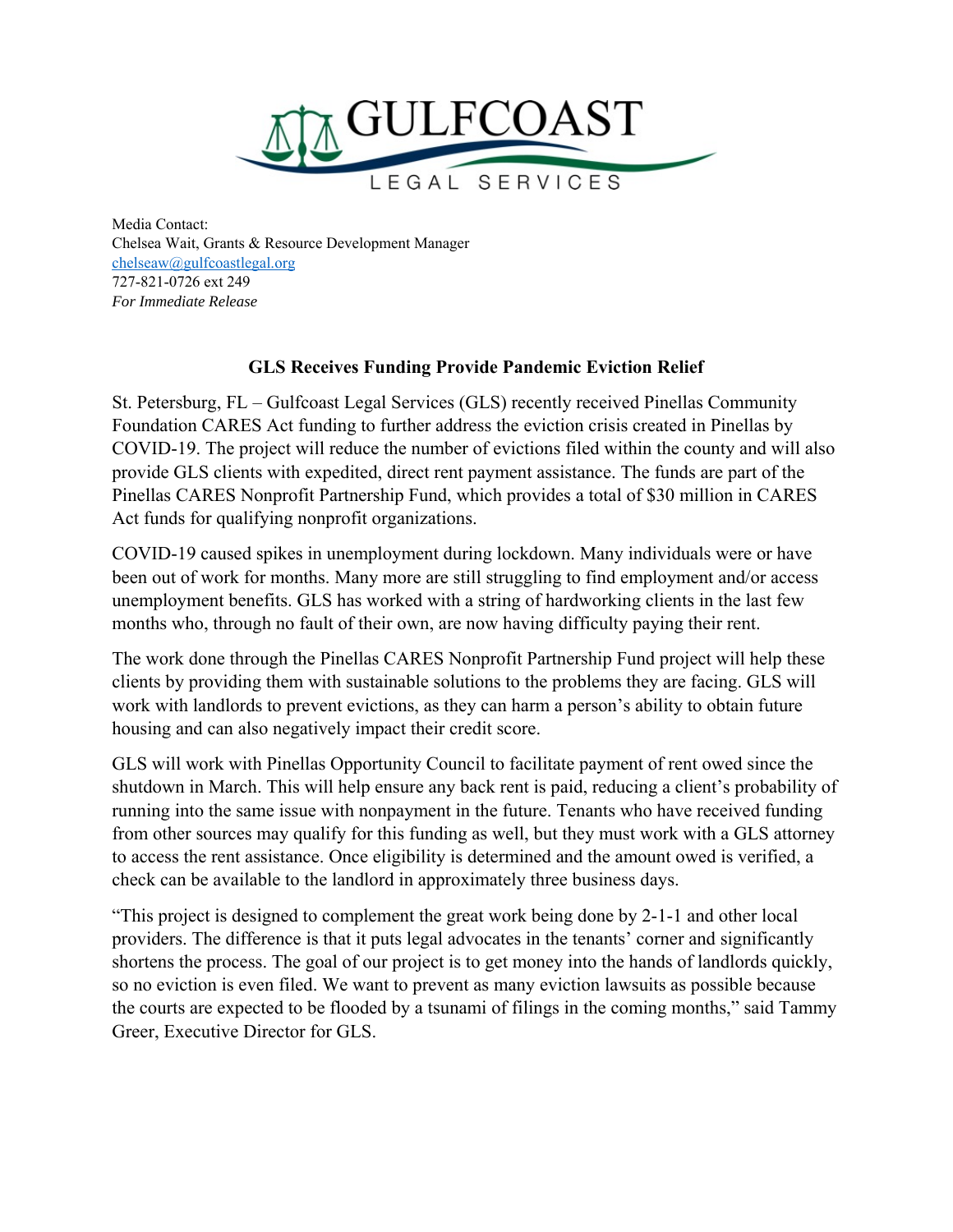GULFCOAST LEGAL SERVICES

Media Contact:
Chelsea Wait, Grants & Resource Development Manager
chelseaw@gulfcoastlegal.org
727-821-0726 ext 249
*For Immediate Release*

## GLS Receives Funding Provide Pandemic Eviction Relief

St. Petersburg, FL – Gulfcoast Legal Services (GLS) recently received Pinellas Community Foundation CARES Act funding to further address the eviction crisis created in Pinellas by COVID-19. The project will reduce the number of evictions filed within the county and will also provide GLS clients with expedited, direct rent payment assistance. The funds are part of the Pinellas CARES Nonprofit Partnership Fund, which provides a total of $30 million in CARES Act funds for qualifying nonprofit organizations.

COVID-19 caused spikes in unemployment during lockdown. Many individuals were or have been out of work for months. Many more are still struggling to find employment and/or access unemployment benefits. GLS has worked with a string of hardworking clients in the last few months who, through no fault of their own, are now having difficulty paying their rent.

The work done through the Pinellas CARES Nonprofit Partnership Fund project will help these clients by providing them with sustainable solutions to the problems they are facing. GLS will work with landlords to prevent evictions, as they can harm a person's ability to obtain future housing and can also negatively impact their credit score.

GLS will work with Pinellas Opportunity Council to facilitate payment of rent owed since the shutdown in March. This will help ensure any back rent is paid, reducing a client's probability of running into the same issue with nonpayment in the future. Tenants who have received funding from other sources may qualify for this funding as well, but they must work with a GLS attorney to access the rent assistance. Once eligibility is determined and the amount owed is verified, a check can be available to the landlord in approximately three business days.

"This project is designed to complement the great work being done by 2-1-1 and other local providers. The difference is that it puts legal advocates in the tenants' corner and significantly shortens the process. The goal of our project is to get money into the hands of landlords quickly, so no eviction is even filed. We want to prevent as many eviction lawsuits as possible because the courts are expected to be flooded by a tsunami of filings in the coming months," said Tammy Greer, Executive Director for GLS.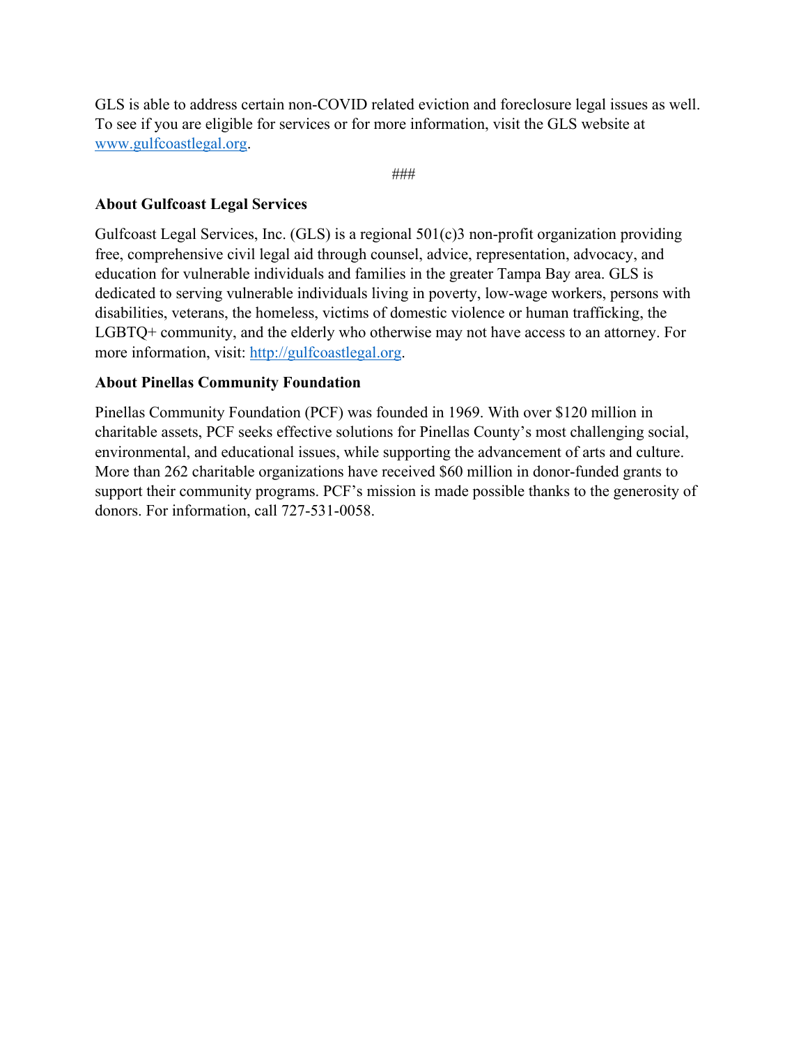GLS is able to address certain non-COVID related eviction and foreclosure legal issues as well. To see if you are eligible for services or for more information, visit the GLS website at www.gulfcoastlegal.org.

###

**About Gulfcoast Legal Services**

Gulfcoast Legal Services, Inc. (GLS) is a regional 501(c)3 non-profit organization providing free, comprehensive civil legal aid through counsel, advice, representation, advocacy, and education for vulnerable individuals and families in the greater Tampa Bay area. GLS is dedicated to serving vulnerable individuals living in poverty, low-wage workers, persons with disabilities, veterans, the homeless, victims of domestic violence or human trafficking, the LGBTQ+ community, and the elderly who otherwise may not have access to an attorney. For more information, visit: http://gulfcoastlegal.org.

**About Pinellas Community Foundation**

Pinellas Community Foundation (PCF) was founded in 1969. With over $120 million in charitable assets, PCF seeks effective solutions for Pinellas County's most challenging social, environmental, and educational issues, while supporting the advancement of arts and culture. More than 262 charitable organizations have received $60 million in donor-funded grants to support their community programs. PCF's mission is made possible thanks to the generosity of donors. For information, call 727-531-0058.